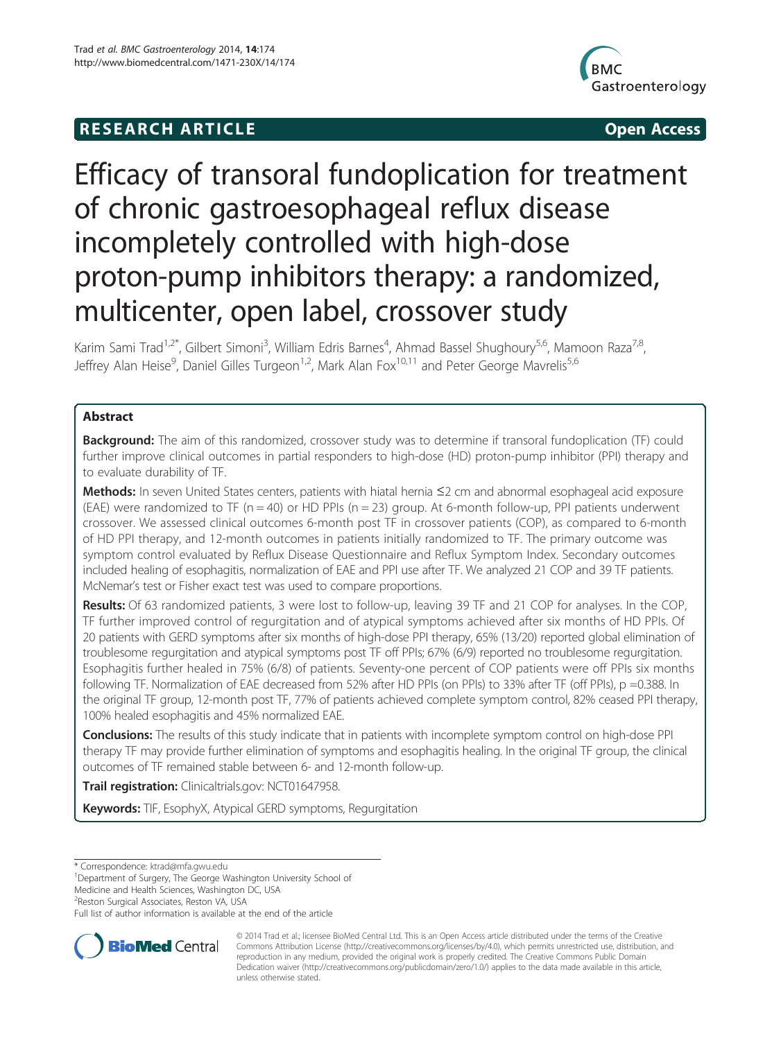RESEARCH ARTICLE **Open Access**

# Efficacy of transoral fundoplication for treatment of chronic gastroesophageal reflux disease incompletely controlled with high-dose proton-pump inhibitors therapy: a randomized, multicenter, open label, crossover study

Karim Sami Trad[1,2*], Gilbert Simoni[3], William Edris Barnes[4], Ahmad Bassel Shughoury[5,6], Mamoon Raza[7,8], Jeffrey Alan Heise[9], Daniel Gilles Turgeon[1,2], Mark Alan Fox[10,11] and Peter George Mavrelis[5,6]

## Abstract

**Background:** The aim of this randomized, crossover study was to determine if transoral fundoplication (TF) could further improve clinical outcomes in partial responders to high-dose (HD) proton-pump inhibitor (PPI) therapy and to evaluate durability of TF.

**Methods:** In seven United States centers, patients with hiatal hernia ≤2 cm and abnormal esophageal acid exposure (EAE) were randomized to TF (n = 40) or HD PPIs (n = 23) group. At 6-month follow-up, PPI patients underwent crossover. We assessed clinical outcomes 6-month post TF in crossover patients (COP), as compared to 6-month of HD PPI therapy, and 12-month outcomes in patients initially randomized to TF. The primary outcome was symptom control evaluated by Reflux Disease Questionnaire and Reflux Symptom Index. Secondary outcomes included healing of esophagitis, normalization of EAE and PPI use after TF. We analyzed 21 COP and 39 TF patients. McNemar's test or Fisher exact test was used to compare proportions.

**Results:** Of 63 randomized patients, 3 were lost to follow-up, leaving 39 TF and 21 COP for analyses. In the COP, TF further improved control of regurgitation and of atypical symptoms achieved after six months of HD PPIs. Of 20 patients with GERD symptoms after six months of high-dose PPI therapy, 65% (13/20) reported global elimination of troublesome regurgitation and atypical symptoms post TF off PPIs; 67% (6/9) reported no troublesome regurgitation. Esophagitis further healed in 75% (6/8) of patients. Seventy-one percent of COP patients were off PPIs six months following TF. Normalization of EAE decreased from 52% after HD PPIs (on PPIs) to 33% after TF (off PPIs), p =0.388. In the original TF group, 12-month post TF, 77% of patients achieved complete symptom control, 82% ceased PPI therapy, 100% healed esophagitis and 45% normalized EAE.

**Conclusions:** The results of this study indicate that in patients with incomplete symptom control on high-dose PPI therapy TF may provide further elimination of symptoms and esophagitis healing. In the original TF group, the clinical outcomes of TF remained stable between 6- and 12-month follow-up.

**Trail registration:** Clinicaltrials.gov: NCT01647958.

**Keywords:** TIF, EsophyX, Atypical GERD symptoms, Regurgitation

---

\* Correspondence: ktrad@mfa.gwu.edu
[1]Department of Surgery, The George Washington University School of Medicine and Health Sciences, Washington DC, USA
[2]Reston Surgical Associates, Reston VA, USA
Full list of author information is available at the end of the article

© 2014 Trad et al.; licensee BioMed Central Ltd. This is an Open Access article distributed under the terms of the Creative Commons Attribution License (http://creativecommons.org/licenses/by/4.0), which permits unrestricted use, distribution, and reproduction in any medium, provided the original work is properly credited. The Creative Commons Public Domain Dedication waiver (http://creativecommons.org/publicdomain/zero/1.0/) applies to the data made available in this article, unless otherwise stated.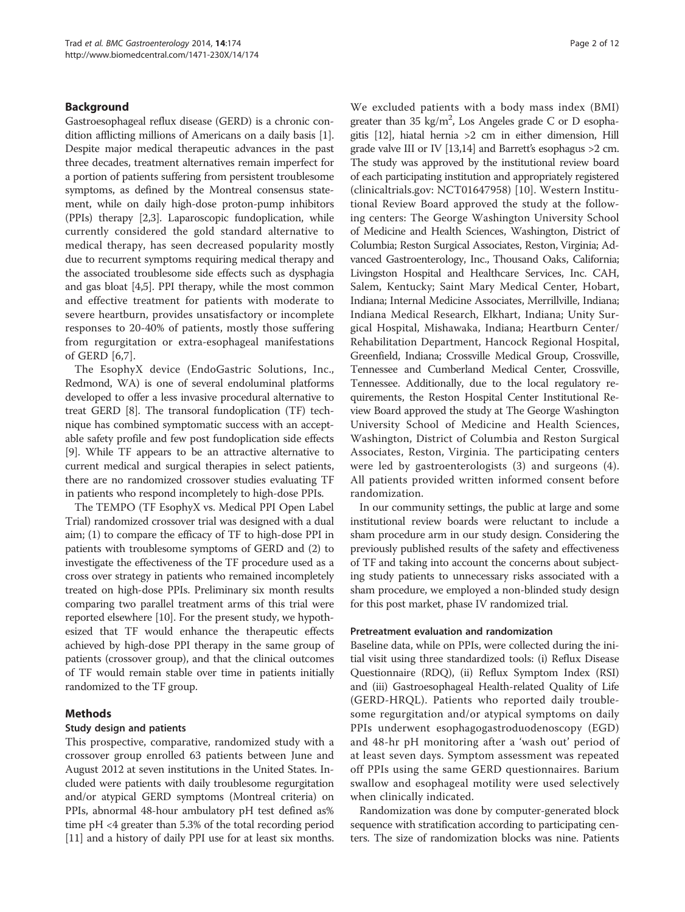## Background

Gastroesophageal reflux disease (GERD) is a chronic condition afflicting millions of Americans on a daily basis [1]. Despite major medical therapeutic advances in the past three decades, treatment alternatives remain imperfect for a portion of patients suffering from persistent troublesome symptoms, as defined by the Montreal consensus statement, while on daily high-dose proton-pump inhibitors (PPIs) therapy [2,3]. Laparoscopic fundoplication, while currently considered the gold standard alternative to medical therapy, has seen decreased popularity mostly due to recurrent symptoms requiring medical therapy and the associated troublesome side effects such as dysphagia and gas bloat [4,5]. PPI therapy, while the most common and effective treatment for patients with moderate to severe heartburn, provides unsatisfactory or incomplete responses to 20-40% of patients, mostly those suffering from regurgitation or extra-esophageal manifestations of GERD [6,7].

The EsophyX device (EndoGastric Solutions, Inc., Redmond, WA) is one of several endoluminal platforms developed to offer a less invasive procedural alternative to treat GERD [8]. The transoral fundoplication (TF) technique has combined symptomatic success with an acceptable safety profile and few post fundoplication side effects [9]. While TF appears to be an attractive alternative to current medical and surgical therapies in select patients, there are no randomized crossover studies evaluating TF in patients who respond incompletely to high-dose PPIs.

The TEMPO (TF EsophyX vs. Medical PPI Open Label Trial) randomized crossover trial was designed with a dual aim; (1) to compare the efficacy of TF to high-dose PPI in patients with troublesome symptoms of GERD and (2) to investigate the effectiveness of the TF procedure used as a cross over strategy in patients who remained incompletely treated on high-dose PPIs. Preliminary six month results comparing two parallel treatment arms of this trial were reported elsewhere [10]. For the present study, we hypothesized that TF would enhance the therapeutic effects achieved by high-dose PPI therapy in the same group of patients (crossover group), and that the clinical outcomes of TF would remain stable over time in patients initially randomized to the TF group.

## Methods

### Study design and patients

This prospective, comparative, randomized study with a crossover group enrolled 63 patients between June and August 2012 at seven institutions in the United States. Included were patients with daily troublesome regurgitation and/or atypical GERD symptoms (Montreal criteria) on PPIs, abnormal 48-hour ambulatory pH test defined as% time pH <4 greater than 5.3% of the total recording period [11] and a history of daily PPI use for at least six months. We excluded patients with a body mass index (BMI) greater than 35 kg/m$^2$, Los Angeles grade C or D esophagitis [12], hiatal hernia >2 cm in either dimension, Hill grade valve III or IV [13,14] and Barrett's esophagus >2 cm. The study was approved by the institutional review board of each participating institution and appropriately registered (clinicaltrials.gov: NCT01647958) [10]. Western Institutional Review Board approved the study at the following centers: The George Washington University School of Medicine and Health Sciences, Washington, District of Columbia; Reston Surgical Associates, Reston, Virginia; Advanced Gastroenterology, Inc., Thousand Oaks, California; Livingston Hospital and Healthcare Services, Inc. CAH, Salem, Kentucky; Saint Mary Medical Center, Hobart, Indiana; Internal Medicine Associates, Merrillville, Indiana; Indiana Medical Research, Elkhart, Indiana; Unity Surgical Hospital, Mishawaka, Indiana; Heartburn Center/Rehabilitation Department, Hancock Regional Hospital, Greenfield, Indiana; Crossville Medical Group, Crossville, Tennessee and Cumberland Medical Center, Crossville, Tennessee. Additionally, due to the local regulatory requirements, the Reston Hospital Center Institutional Review Board approved the study at The George Washington University School of Medicine and Health Sciences, Washington, District of Columbia and Reston Surgical Associates, Reston, Virginia. The participating centers were led by gastroenterologists (3) and surgeons (4). All patients provided written informed consent before randomization.

In our community settings, the public at large and some institutional review boards were reluctant to include a sham procedure arm in our study design. Considering the previously published results of the safety and effectiveness of TF and taking into account the concerns about subjecting study patients to unnecessary risks associated with a sham procedure, we employed a non-blinded study design for this post market, phase IV randomized trial.

### Pretreatment evaluation and randomization

Baseline data, while on PPIs, were collected during the initial visit using three standardized tools: (i) Reflux Disease Questionnaire (RDQ), (ii) Reflux Symptom Index (RSI) and (iii) Gastroesophageal Health-related Quality of Life (GERD-HRQL). Patients who reported daily troublesome regurgitation and/or atypical symptoms on daily PPIs underwent esophagogastroduodenoscopy (EGD) and 48-hr pH monitoring after a 'wash out' period of at least seven days. Symptom assessment was repeated off PPIs using the same GERD questionnaires. Barium swallow and esophageal motility were used selectively when clinically indicated.

Randomization was done by computer-generated block sequence with stratification according to participating centers. The size of randomization blocks was nine. Patients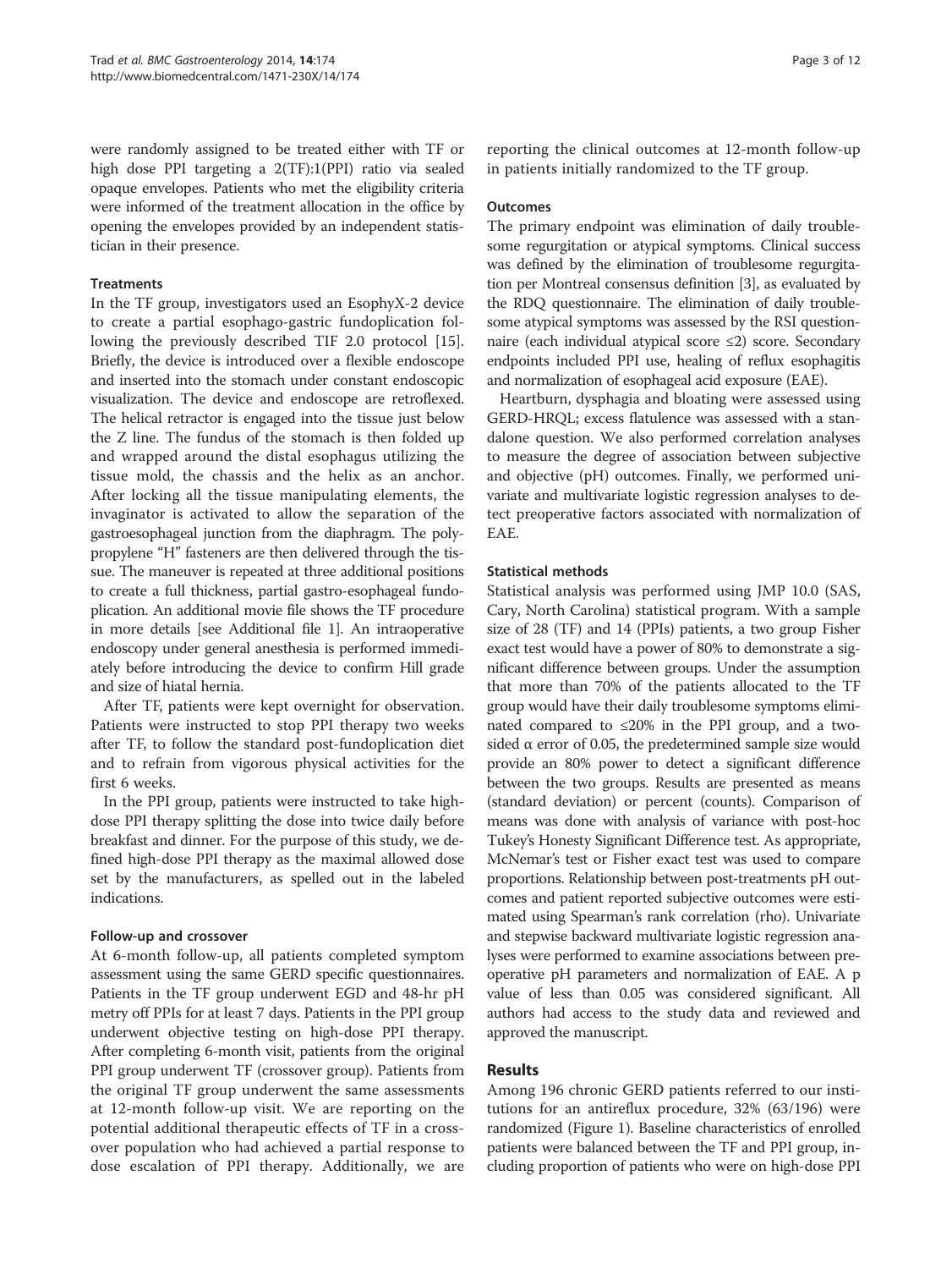were randomly assigned to be treated either with TF or high dose PPI targeting a 2(TF):1(PPI) ratio via sealed opaque envelopes. Patients who met the eligibility criteria were informed of the treatment allocation in the office by opening the envelopes provided by an independent statistician in their presence.

### Treatments

In the TF group, investigators used an EsophyX-2 device to create a partial esophago-gastric fundoplication following the previously described TIF 2.0 protocol [15]. Briefly, the device is introduced over a flexible endoscope and inserted into the stomach under constant endoscopic visualization. The device and endoscope are retroflexed. The helical retractor is engaged into the tissue just below the Z line. The fundus of the stomach is then folded up and wrapped around the distal esophagus utilizing the tissue mold, the chassis and the helix as an anchor. After locking all the tissue manipulating elements, the invaginator is activated to allow the separation of the gastroesophageal junction from the diaphragm. The polypropylene "H" fasteners are then delivered through the tissue. The maneuver is repeated at three additional positions to create a full thickness, partial gastro-esophageal fundoplication. An additional movie file shows the TF procedure in more details [see Additional file 1]. An intraoperative endoscopy under general anesthesia is performed immediately before introducing the device to confirm Hill grade and size of hiatal hernia.

After TF, patients were kept overnight for observation. Patients were instructed to stop PPI therapy two weeks after TF, to follow the standard post-fundoplication diet and to refrain from vigorous physical activities for the first 6 weeks.

In the PPI group, patients were instructed to take high-dose PPI therapy splitting the dose into twice daily before breakfast and dinner. For the purpose of this study, we defined high-dose PPI therapy as the maximal allowed dose set by the manufacturers, as spelled out in the labeled indications.

### Follow-up and crossover

At 6-month follow-up, all patients completed symptom assessment using the same GERD specific questionnaires. Patients in the TF group underwent EGD and 48-hr pH metry off PPIs for at least 7 days. Patients in the PPI group underwent objective testing on high-dose PPI therapy. After completing 6-month visit, patients from the original PPI group underwent TF (crossover group). Patients from the original TF group underwent the same assessments at 12-month follow-up visit. We are reporting on the potential additional therapeutic effects of TF in a crossover population who had achieved a partial response to dose escalation of PPI therapy. Additionally, we are reporting the clinical outcomes at 12-month follow-up in patients initially randomized to the TF group.

### Outcomes

The primary endpoint was elimination of daily troublesome regurgitation or atypical symptoms. Clinical success was defined by the elimination of troublesome regurgitation per Montreal consensus definition [3], as evaluated by the RDQ questionnaire. The elimination of daily troublesome atypical symptoms was assessed by the RSI questionnaire (each individual atypical score ≤2) score. Secondary endpoints included PPI use, healing of reflux esophagitis and normalization of esophageal acid exposure (EAE).

Heartburn, dysphagia and bloating were assessed using GERD-HRQL; excess flatulence was assessed with a standalone question. We also performed correlation analyses to measure the degree of association between subjective and objective (pH) outcomes. Finally, we performed univariate and multivariate logistic regression analyses to detect preoperative factors associated with normalization of EAE.

### Statistical methods

Statistical analysis was performed using JMP 10.0 (SAS, Cary, North Carolina) statistical program. With a sample size of 28 (TF) and 14 (PPIs) patients, a two group Fisher exact test would have a power of 80% to demonstrate a significant difference between groups. Under the assumption that more than 70% of the patients allocated to the TF group would have their daily troublesome symptoms eliminated compared to ≤20% in the PPI group, and a two-sided α error of 0.05, the predetermined sample size would provide an 80% power to detect a significant difference between the two groups. Results are presented as means (standard deviation) or percent (counts). Comparison of means was done with analysis of variance with post-hoc Tukey's Honesty Significant Difference test. As appropriate, McNemar's test or Fisher exact test was used to compare proportions. Relationship between post-treatments pH outcomes and patient reported subjective outcomes were estimated using Spearman's rank correlation (rho). Univariate and stepwise backward multivariate logistic regression analyses were performed to examine associations between preoperative pH parameters and normalization of EAE. A p value of less than 0.05 was considered significant. All authors had access to the study data and reviewed and approved the manuscript.

## Results

Among 196 chronic GERD patients referred to our institutions for an antireflux procedure, 32% (63/196) were randomized (Figure 1). Baseline characteristics of enrolled patients were balanced between the TF and PPI group, including proportion of patients who were on high-dose PPI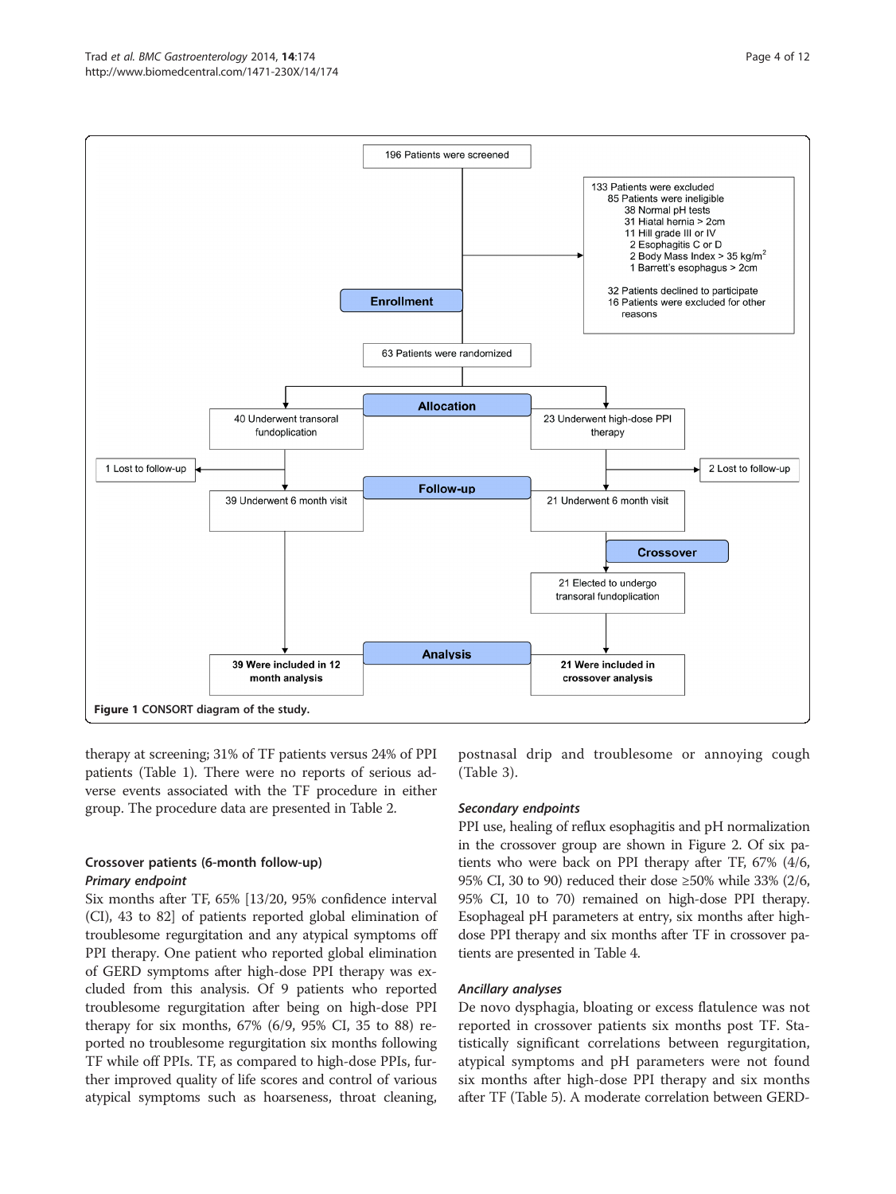196 Patients were screened

133 Patients were excluded
- 85 Patients were ineligible
  - 38 Normal pH tests
  - 31 Hiatal hernia > 2cm
  - 11 Hill grade III or IV
  - 2 Esophagitis C or D
  - 2 Body Mass Index > 35 kg/m$^2$
  - 1 Barrett's esophagus > 2cm
- 32 Patients declined to participate
- 16 Patients were excluded for other reasons

**Enrollment**

63 Patients were randomized

**Allocation**

40 Underwent transoral fundoplication | 23 Underwent high-dose PPI therapy

1 Lost to follow-up | 2 Lost to follow-up

**Follow-up**

39 Underwent 6 month visit | 21 Underwent 6 month visit

**Crossover**

21 Elected to undergo transoral fundoplication

**Analysis**

**39 Were included in 12 month analysis** | **21 Were included in crossover analysis**

**Figure 1** CONSORT diagram of the study.

therapy at screening; 31% of TF patients versus 24% of PPI patients (Table 1). There were no reports of serious adverse events associated with the TF procedure in either group. The procedure data are presented in Table 2.

### Crossover patients (6-month follow-up)

#### *Primary endpoint*

Six months after TF, 65% [13/20, 95% confidence interval (CI), 43 to 82] of patients reported global elimination of troublesome regurgitation and any atypical symptoms off PPI therapy. One patient who reported global elimination of GERD symptoms after high-dose PPI therapy was excluded from this analysis. Of 9 patients who reported troublesome regurgitation after being on high-dose PPI therapy for six months, 67% (6/9, 95% CI, 35 to 88) reported no troublesome regurgitation six months following TF while off PPIs. TF, as compared to high-dose PPIs, further improved quality of life scores and control of various atypical symptoms such as hoarseness, throat cleaning, postnasal drip and troublesome or annoying cough (Table 3).

#### *Secondary endpoints*

PPI use, healing of reflux esophagitis and pH normalization in the crossover group are shown in Figure 2. Of six patients who were back on PPI therapy after TF, 67% (4/6, 95% CI, 30 to 90) reduced their dose ≥50% while 33% (2/6, 95% CI, 10 to 70) remained on high-dose PPI therapy. Esophageal pH parameters at entry, six months after high-dose PPI therapy and six months after TF in crossover patients are presented in Table 4.

#### *Ancillary analyses*

De novo dysphagia, bloating or excess flatulence was not reported in crossover patients six months post TF. Statistically significant correlations between regurgitation, atypical symptoms and pH parameters were not found six months after high-dose PPI therapy and six months after TF (Table 5). A moderate correlation between GERD-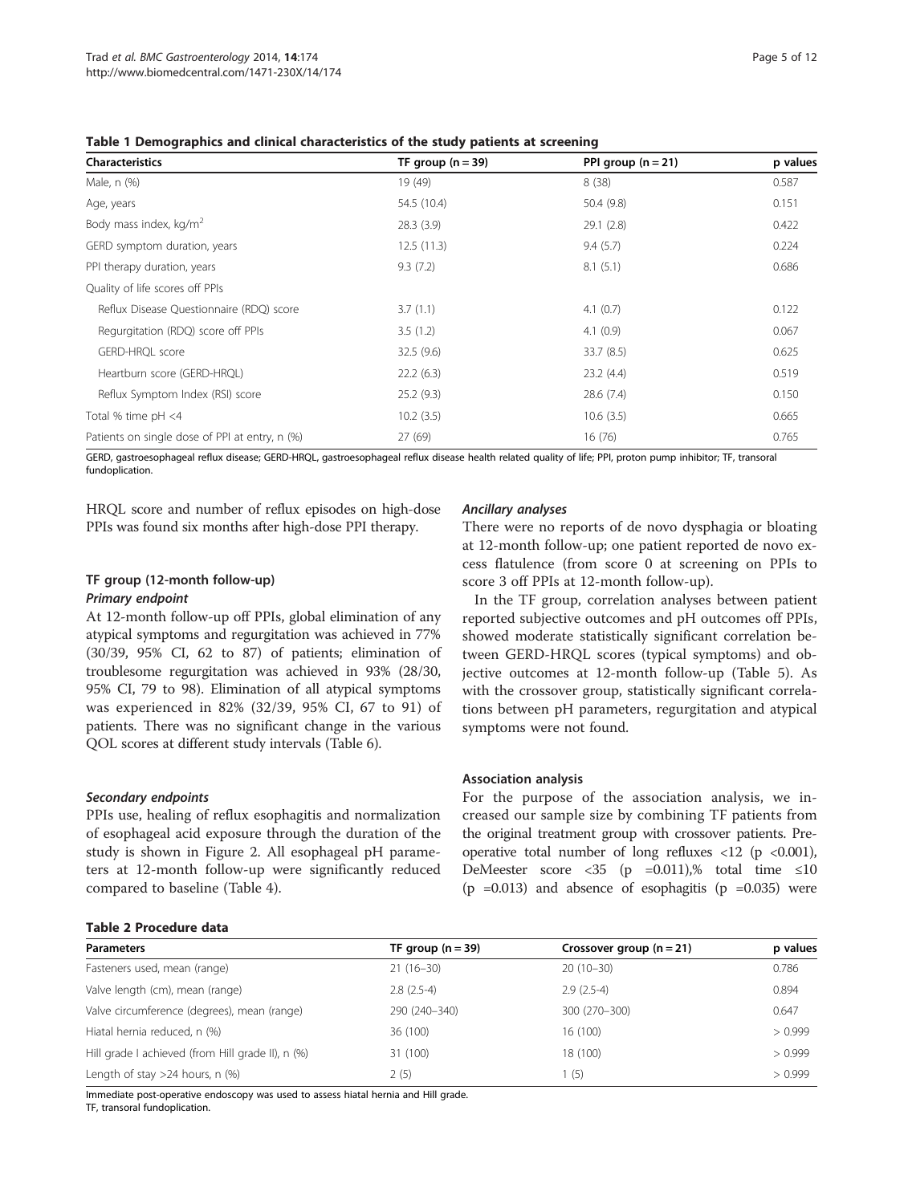**Table 1 Demographics and clinical characteristics of the study patients at screening**

| Characteristics | TF group (n = 39) | PPI group (n = 21) | p values |
|---|---|---|---|
| Male, n (%) | 19 (49) | 8 (38) | 0.587 |
| Age, years | 54.5 (10.4) | 50.4 (9.8) | 0.151 |
| Body mass index, kg/m$^2$ | 28.3 (3.9) | 29.1 (2.8) | 0.422 |
| GERD symptom duration, years | 12.5 (11.3) | 9.4 (5.7) | 0.224 |
| PPI therapy duration, years | 9.3 (7.2) | 8.1 (5.1) | 0.686 |
| Quality of life scores off PPIs | | | |
| Reflux Disease Questionnaire (RDQ) score | 3.7 (1.1) | 4.1 (0.7) | 0.122 |
| Regurgitation (RDQ) score off PPIs | 3.5 (1.2) | 4.1 (0.9) | 0.067 |
| GERD-HRQL score | 32.5 (9.6) | 33.7 (8.5) | 0.625 |
| Heartburn score (GERD-HRQL) | 22.2 (6.3) | 23.2 (4.4) | 0.519 |
| Reflux Symptom Index (RSI) score | 25.2 (9.3) | 28.6 (7.4) | 0.150 |
| Total % time pH <4 | 10.2 (3.5) | 10.6 (3.5) | 0.665 |
| Patients on single dose of PPI at entry, n (%) | 27 (69) | 16 (76) | 0.765 |

GERD, gastroesophageal reflux disease; GERD-HRQL, gastroesophageal reflux disease health related quality of life; PPI, proton pump inhibitor; TF, transoral fundoplication.

HRQL score and number of reflux episodes on high-dose PPIs was found six months after high-dose PPI therapy.

### TF group (12-month follow-up)

#### *Primary endpoint*

At 12-month follow-up off PPIs, global elimination of any atypical symptoms and regurgitation was achieved in 77% (30/39, 95% CI, 62 to 87) of patients; elimination of troublesome regurgitation was achieved in 93% (28/30, 95% CI, 79 to 98). Elimination of all atypical symptoms was experienced in 82% (32/39, 95% CI, 67 to 91) of patients. There was no significant change in the various QOL scores at different study intervals (Table 6).

#### *Secondary endpoints*

PPIs use, healing of reflux esophagitis and normalization of esophageal acid exposure through the duration of the study is shown in Figure 2. All esophageal pH parameters at 12-month follow-up were significantly reduced compared to baseline (Table 4).

#### *Ancillary analyses*

There were no reports of de novo dysphagia or bloating at 12-month follow-up; one patient reported de novo excess flatulence (from score 0 at screening on PPIs to score 3 off PPIs at 12-month follow-up).

In the TF group, correlation analyses between patient reported subjective outcomes and pH outcomes off PPIs, showed moderate statistically significant correlation between GERD-HRQL scores (typical symptoms) and objective outcomes at 12-month follow-up (Table 5). As with the crossover group, statistically significant correlations between pH parameters, regurgitation and atypical symptoms were not found.

### Association analysis

For the purpose of the association analysis, we increased our sample size by combining TF patients from the original treatment group with crossover patients. Preoperative total number of long refluxes <12 ($p < 0.001$), DeMeester score <35 ($p = 0.011$),% total time ≤10 ($p = 0.013$) and absence of esophagitis ($p = 0.035$) were

**Table 2 Procedure data**

| Parameters | TF group (n = 39) | Crossover group (n = 21) | p values |
|---|---|---|---|
| Fasteners used, mean (range) | 21 (16–30) | 20 (10–30) | 0.786 |
| Valve length (cm), mean (range) | 2.8 (2.5-4) | 2.9 (2.5-4) | 0.894 |
| Valve circumference (degrees), mean (range) | 290 (240–340) | 300 (270–300) | 0.647 |
| Hiatal hernia reduced, n (%) | 36 (100) | 16 (100) | > 0.999 |
| Hill grade I achieved (from Hill grade II), n (%) | 31 (100) | 18 (100) | > 0.999 |
| Length of stay >24 hours, n (%) | 2 (5) | 1 (5) | > 0.999 |

Immediate post-operative endoscopy was used to assess hiatal hernia and Hill grade.
TF, transoral fundoplication.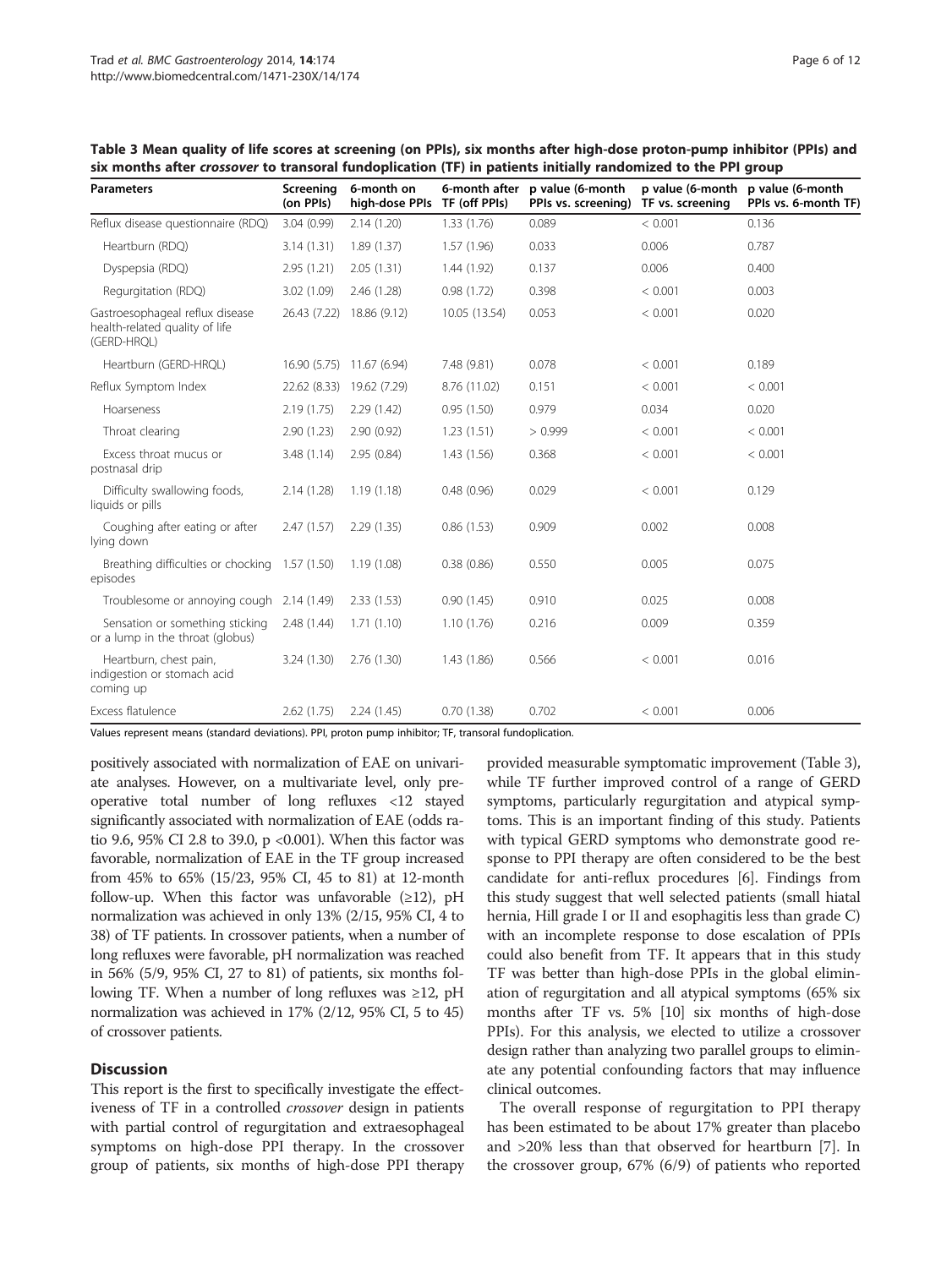**Table 3 Mean quality of life scores at screening (on PPIs), six months after high-dose proton-pump inhibitor (PPIs) and six months after *crossover* to transoral fundoplication (TF) in patients initially randomized to the PPI group**

| Parameters | Screening (on PPIs) | 6-month on high-dose PPIs | 6-month after TF (off PPIs) | p value (6-month PPIs vs. screening) | p value (6-month TF vs. screening | p value (6-month PPIs vs. 6-month TF) |
|---|---|---|---|---|---|---|
| Reflux disease questionnaire (RDQ) | 3.04 (0.99) | 2.14 (1.20) | 1.33 (1.76) | 0.089 | < 0.001 | 0.136 |
| Heartburn (RDQ) | 3.14 (1.31) | 1.89 (1.37) | 1.57 (1.96) | 0.033 | 0.006 | 0.787 |
| Dyspepsia (RDQ) | 2.95 (1.21) | 2.05 (1.31) | 1.44 (1.92) | 0.137 | 0.006 | 0.400 |
| Regurgitation (RDQ) | 3.02 (1.09) | 2.46 (1.28) | 0.98 (1.72) | 0.398 | < 0.001 | 0.003 |
| Gastroesophageal reflux disease health-related quality of life (GERD-HRQL) | 26.43 (7.22) | 18.86 (9.12) | 10.05 (13.54) | 0.053 | < 0.001 | 0.020 |
| Heartburn (GERD-HRQL) | 16.90 (5.75) | 11.67 (6.94) | 7.48 (9.81) | 0.078 | < 0.001 | 0.189 |
| Reflux Symptom Index | 22.62 (8.33) | 19.62 (7.29) | 8.76 (11.02) | 0.151 | < 0.001 | < 0.001 |
| Hoarseness | 2.19 (1.75) | 2.29 (1.42) | 0.95 (1.50) | 0.979 | 0.034 | 0.020 |
| Throat clearing | 2.90 (1.23) | 2.90 (0.92) | 1.23 (1.51) | > 0.999 | < 0.001 | < 0.001 |
| Excess throat mucus or postnasal drip | 3.48 (1.14) | 2.95 (0.84) | 1.43 (1.56) | 0.368 | < 0.001 | < 0.001 |
| Difficulty swallowing foods, liquids or pills | 2.14 (1.28) | 1.19 (1.18) | 0.48 (0.96) | 0.029 | < 0.001 | 0.129 |
| Coughing after eating or after lying down | 2.47 (1.57) | 2.29 (1.35) | 0.86 (1.53) | 0.909 | 0.002 | 0.008 |
| Breathing difficulties or chocking episodes | 1.57 (1.50) | 1.19 (1.08) | 0.38 (0.86) | 0.550 | 0.005 | 0.075 |
| Troublesome or annoying cough | 2.14 (1.49) | 2.33 (1.53) | 0.90 (1.45) | 0.910 | 0.025 | 0.008 |
| Sensation or something sticking or a lump in the throat (globus) | 2.48 (1.44) | 1.71 (1.10) | 1.10 (1.76) | 0.216 | 0.009 | 0.359 |
| Heartburn, chest pain, indigestion or stomach acid coming up | 3.24 (1.30) | 2.76 (1.30) | 1.43 (1.86) | 0.566 | < 0.001 | 0.016 |
| Excess flatulence | 2.62 (1.75) | 2.24 (1.45) | 0.70 (1.38) | 0.702 | < 0.001 | 0.006 |

Values represent means (standard deviations). PPI, proton pump inhibitor; TF, transoral fundoplication.

positively associated with normalization of EAE on univariate analyses. However, on a multivariate level, only preoperative total number of long refluxes <12 stayed significantly associated with normalization of EAE (odds ratio 9.6, 95% CI 2.8 to 39.0, p <0.001). When this factor was favorable, normalization of EAE in the TF group increased from 45% to 65% (15/23, 95% CI, 45 to 81) at 12-month follow-up. When this factor was unfavorable (≥12), pH normalization was achieved in only 13% (2/15, 95% CI, 4 to 38) of TF patients. In crossover patients, when a number of long refluxes were favorable, pH normalization was reached in 56% (5/9, 95% CI, 27 to 81) of patients, six months following TF. When a number of long refluxes was ≥12, pH normalization was achieved in 17% (2/12, 95% CI, 5 to 45) of crossover patients.

## Discussion

This report is the first to specifically investigate the effectiveness of TF in a controlled *crossover* design in patients with partial control of regurgitation and extraesophageal symptoms on high-dose PPI therapy. In the crossover group of patients, six months of high-dose PPI therapy provided measurable symptomatic improvement (Table 3), while TF further improved control of a range of GERD symptoms, particularly regurgitation and atypical symptoms. This is an important finding of this study. Patients with typical GERD symptoms who demonstrate good response to PPI therapy are often considered to be the best candidate for anti-reflux procedures [6]. Findings from this study suggest that well selected patients (small hiatal hernia, Hill grade I or II and esophagitis less than grade C) with an incomplete response to dose escalation of PPIs could also benefit from TF. It appears that in this study TF was better than high-dose PPIs in the global elimination of regurgitation and all atypical symptoms (65% six months after TF vs. 5% [10] six months of high-dose PPIs). For this analysis, we elected to utilize a crossover design rather than analyzing two parallel groups to eliminate any potential confounding factors that may influence clinical outcomes.

The overall response of regurgitation to PPI therapy has been estimated to be about 17% greater than placebo and >20% less than that observed for heartburn [7]. In the crossover group, 67% (6/9) of patients who reported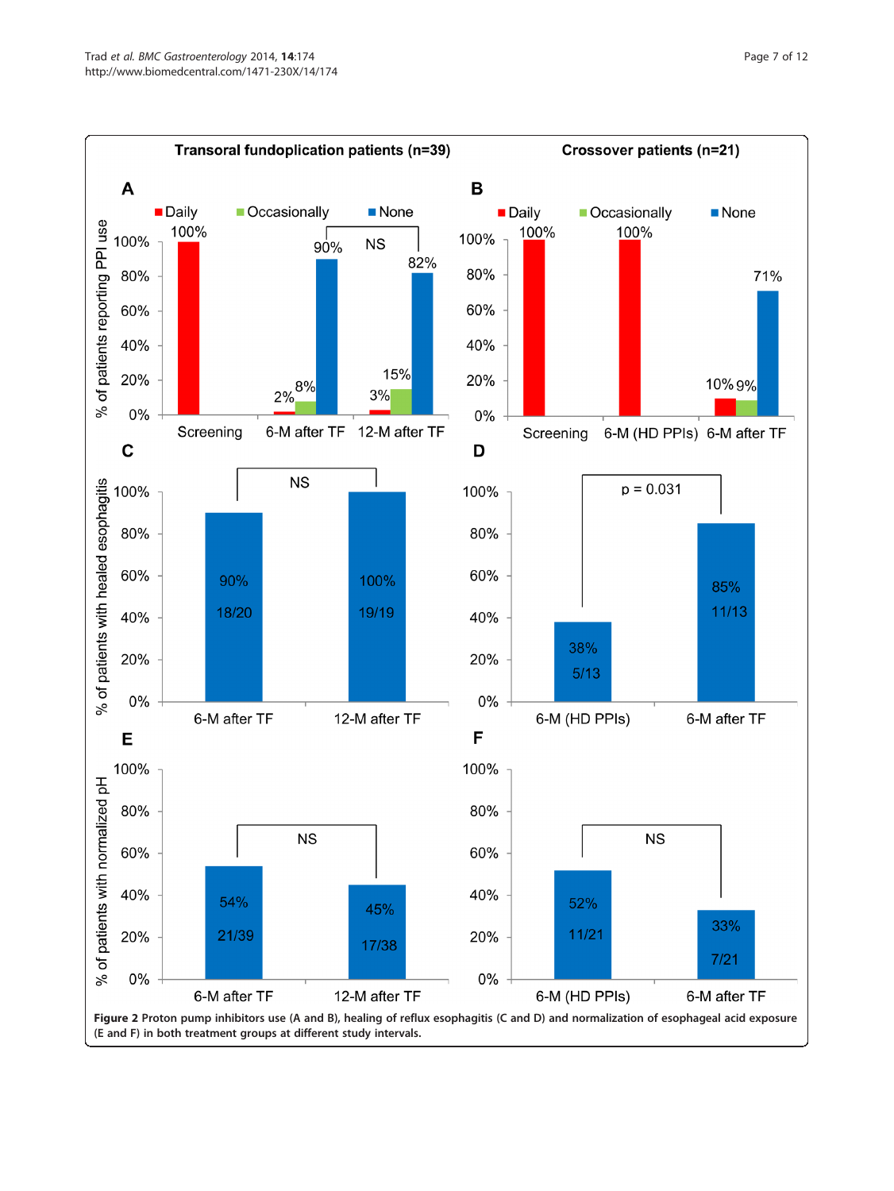Figure 2 Proton pump inhibitors use (A and B), healing of reflux esophagitis (C and D) and normalization of esophageal acid exposure (E and F) in both treatment groups at different study intervals.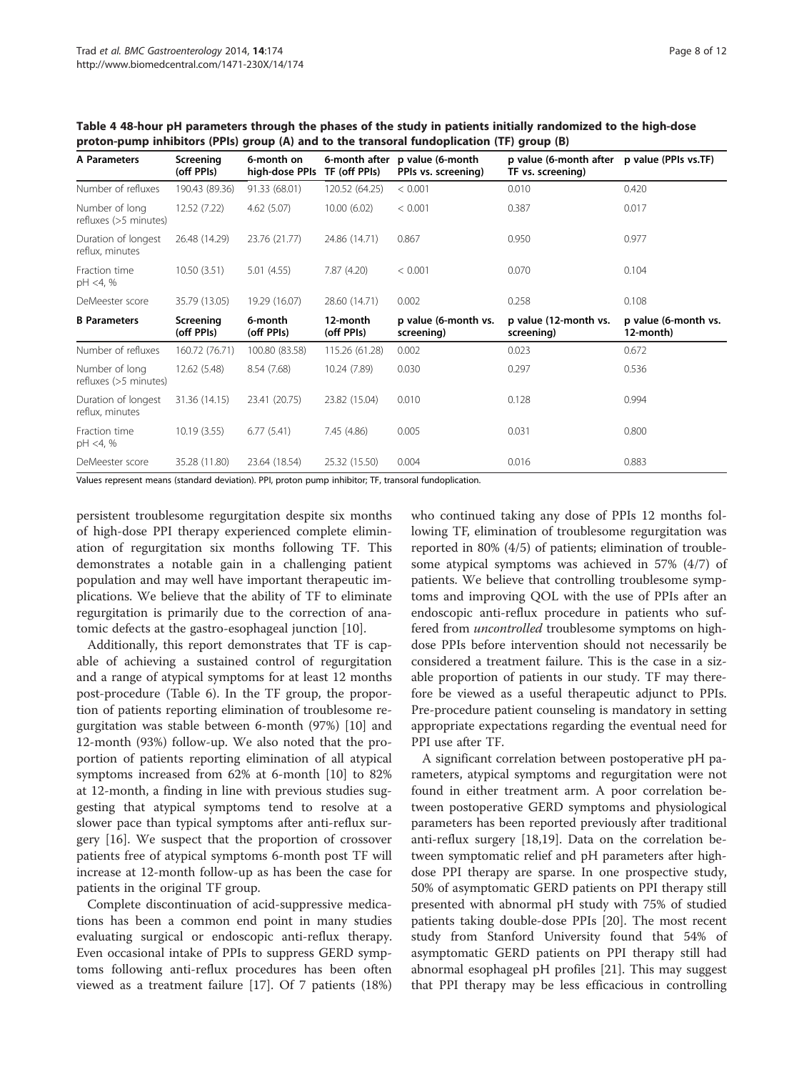**Table 4 48-hour pH parameters through the phases of the study in patients initially randomized to the high-dose proton-pump inhibitors (PPIs) group (A) and to the transoral fundoplication (TF) group (B)**

| A Parameters | Screening (off PPIs) | 6-month on high-dose PPIs | 6-month after TF (off PPIs) | p value (6-month PPIs vs. screening) | p value (6-month after TF vs. screening) | p value (PPIs vs.TF) |
|---|---|---|---|---|---|---|
| Number of refluxes | 190.43 (89.36) | 91.33 (68.01) | 120.52 (64.25) | < 0.001 | 0.010 | 0.420 |
| Number of long refluxes (>5 minutes) | 12.52 (7.22) | 4.62 (5.07) | 10.00 (6.02) | < 0.001 | 0.387 | 0.017 |
| Duration of longest reflux, minutes | 26.48 (14.29) | 23.76 (21.77) | 24.86 (14.71) | 0.867 | 0.950 | 0.977 |
| Fraction time pH <4, % | 10.50 (3.51) | 5.01 (4.55) | 7.87 (4.20) | < 0.001 | 0.070 | 0.104 |
| DeMeester score | 35.79 (13.05) | 19.29 (16.07) | 28.60 (14.71) | 0.002 | 0.258 | 0.108 |
| **B Parameters** | **Screening (off PPIs)** | **6-month (off PPIs)** | **12-month (off PPIs)** | **p value (6-month vs. screening)** | **p value (12-month vs. screening)** | **p value (6-month vs. 12-month)** |
| Number of refluxes | 160.72 (76.71) | 100.80 (83.58) | 115.26 (61.28) | 0.002 | 0.023 | 0.672 |
| Number of long refluxes (>5 minutes) | 12.62 (5.48) | 8.54 (7.68) | 10.24 (7.89) | 0.030 | 0.297 | 0.536 |
| Duration of longest reflux, minutes | 31.36 (14.15) | 23.41 (20.75) | 23.82 (15.04) | 0.010 | 0.128 | 0.994 |
| Fraction time pH <4, % | 10.19 (3.55) | 6.77 (5.41) | 7.45 (4.86) | 0.005 | 0.031 | 0.800 |
| DeMeester score | 35.28 (11.80) | 23.64 (18.54) | 25.32 (15.50) | 0.004 | 0.016 | 0.883 |

Values represent means (standard deviation). PPI, proton pump inhibitor; TF, transoral fundoplication.

persistent troublesome regurgitation despite six months of high-dose PPI therapy experienced complete elimination of regurgitation six months following TF. This demonstrates a notable gain in a challenging patient population and may well have important therapeutic implications. We believe that the ability of TF to eliminate regurgitation is primarily due to the correction of anatomic defects at the gastro-esophageal junction [10].

Additionally, this report demonstrates that TF is capable of achieving a sustained control of regurgitation and a range of atypical symptoms for at least 12 months post-procedure (Table 6). In the TF group, the proportion of patients reporting elimination of troublesome regurgitation was stable between 6-month (97%) [10] and 12-month (93%) follow-up. We also noted that the proportion of patients reporting elimination of all atypical symptoms increased from 62% at 6-month [10] to 82% at 12-month, a finding in line with previous studies suggesting that atypical symptoms tend to resolve at a slower pace than typical symptoms after anti-reflux surgery [16]. We suspect that the proportion of crossover patients free of atypical symptoms 6-month post TF will increase at 12-month follow-up as has been the case for patients in the original TF group.

Complete discontinuation of acid-suppressive medications has been a common end point in many studies evaluating surgical or endoscopic anti-reflux therapy. Even occasional intake of PPIs to suppress GERD symptoms following anti-reflux procedures has been often viewed as a treatment failure [17]. Of 7 patients (18%) who continued taking any dose of PPIs 12 months following TF, elimination of troublesome regurgitation was reported in 80% (4/5) of patients; elimination of troublesome atypical symptoms was achieved in 57% (4/7) of patients. We believe that controlling troublesome symptoms and improving QOL with the use of PPIs after an endoscopic anti-reflux procedure in patients who suffered from *uncontrolled* troublesome symptoms on high-dose PPIs before intervention should not necessarily be considered a treatment failure. This is the case in a sizable proportion of patients in our study. TF may therefore be viewed as a useful therapeutic adjunct to PPIs. Pre-procedure patient counseling is mandatory in setting appropriate expectations regarding the eventual need for PPI use after TF.

A significant correlation between postoperative pH parameters, atypical symptoms and regurgitation were not found in either treatment arm. A poor correlation between postoperative GERD symptoms and physiological parameters has been reported previously after traditional anti-reflux surgery [18,19]. Data on the correlation between symptomatic relief and pH parameters after high-dose PPI therapy are sparse. In one prospective study, 50% of asymptomatic GERD patients on PPI therapy still presented with abnormal pH study with 75% of studied patients taking double-dose PPIs [20]. The most recent study from Stanford University found that 54% of asymptomatic GERD patients on PPI therapy still had abnormal esophageal pH profiles [21]. This may suggest that PPI therapy may be less efficacious in controlling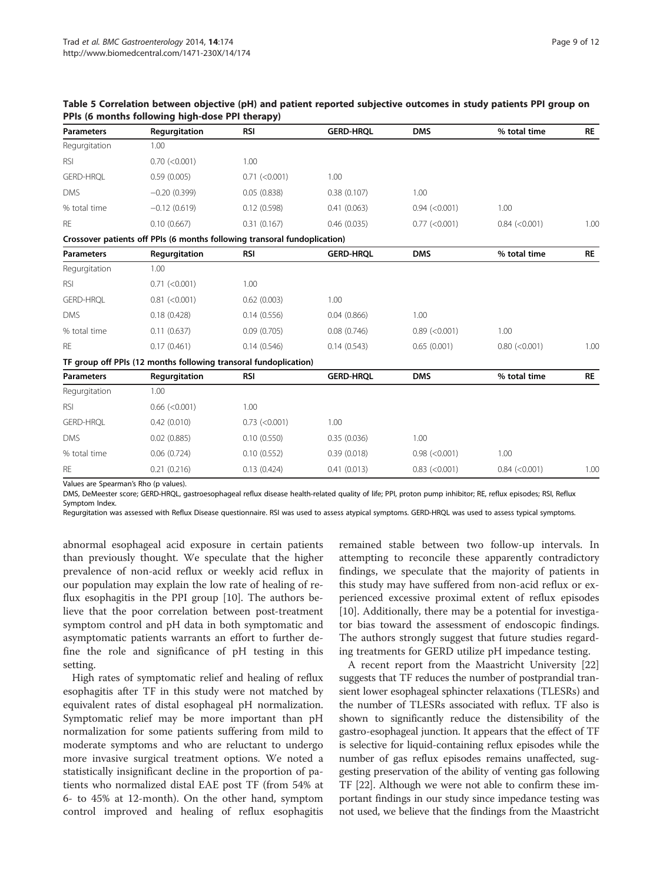**Table 5 Correlation between objective (pH) and patient reported subjective outcomes in study patients PPI group on PPIs (6 months following high-dose PPI therapy)**

| Parameters | Regurgitation | RSI | GERD-HRQL | DMS | % total time | RE |
|---|---|---|---|---|---|---|
| Regurgitation | 1.00 | | | | | |
| RSI | 0.70 (<0.001) | 1.00 | | | | |
| GERD-HRQL | 0.59 (0.005) | 0.71 (<0.001) | 1.00 | | | |
| DMS | −0.20 (0.399) | 0.05 (0.838) | 0.38 (0.107) | 1.00 | | |
| % total time | −0.12 (0.619) | 0.12 (0.598) | 0.41 (0.063) | 0.94 (<0.001) | 1.00 | |
| RE | 0.10 (0.667) | 0.31 (0.167) | 0.46 (0.035) | 0.77 (<0.001) | 0.84 (<0.001) | 1.00 |
| **Crossover patients off PPIs (6 months following transoral fundoplication)** | | | | | | |
| **Parameters** | **Regurgitation** | **RSI** | **GERD-HRQL** | **DMS** | **% total time** | **RE** |
| Regurgitation | 1.00 | | | | | |
| RSI | 0.71 (<0.001) | 1.00 | | | | |
| GERD-HRQL | 0.81 (<0.001) | 0.62 (0.003) | 1.00 | | | |
| DMS | 0.18 (0.428) | 0.14 (0.556) | 0.04 (0.866) | 1.00 | | |
| % total time | 0.11 (0.637) | 0.09 (0.705) | 0.08 (0.746) | 0.89 (<0.001) | 1.00 | |
| RE | 0.17 (0.461) | 0.14 (0.546) | 0.14 (0.543) | 0.65 (0.001) | 0.80 (<0.001) | 1.00 |
| **TF group off PPIs (12 months following transoral fundoplication)** | | | | | | |
| **Parameters** | **Regurgitation** | **RSI** | **GERD-HRQL** | **DMS** | **% total time** | **RE** |
| Regurgitation | 1.00 | | | | | |
| RSI | 0.66 (<0.001) | 1.00 | | | | |
| GERD-HRQL | 0.42 (0.010) | 0.73 (<0.001) | 1.00 | | | |
| DMS | 0.02 (0.885) | 0.10 (0.550) | 0.35 (0.036) | 1.00 | | |
| % total time | 0.06 (0.724) | 0.10 (0.552) | 0.39 (0.018) | 0.98 (<0.001) | 1.00 | |
| RE | 0.21 (0.216) | 0.13 (0.424) | 0.41 (0.013) | 0.83 (<0.001) | 0.84 (<0.001) | 1.00 |

Values are Spearman's Rho (p values).
DMS, DeMeester score; GERD-HRQL, gastroesophageal reflux disease health-related quality of life; PPI, proton pump inhibitor; RE, reflux episodes; RSI, Reflux Symptom Index.
Regurgitation was assessed with Reflux Disease questionnaire. RSI was used to assess atypical symptoms. GERD-HRQL was used to assess typical symptoms.

abnormal esophageal acid exposure in certain patients than previously thought. We speculate that the higher prevalence of non-acid reflux or weekly acid reflux in our population may explain the low rate of healing of reflux esophagitis in the PPI group [10]. The authors believe that the poor correlation between post-treatment symptom control and pH data in both symptomatic and asymptomatic patients warrants an effort to further define the role and significance of pH testing in this setting.

High rates of symptomatic relief and healing of reflux esophagitis after TF in this study were not matched by equivalent rates of distal esophageal pH normalization. Symptomatic relief may be more important than pH normalization for some patients suffering from mild to moderate symptoms and who are reluctant to undergo more invasive surgical treatment options. We noted a statistically insignificant decline in the proportion of patients who normalized distal EAE post TF (from 54% at 6- to 45% at 12-month). On the other hand, symptom control improved and healing of reflux esophagitis remained stable between two follow-up intervals. In attempting to reconcile these apparently contradictory findings, we speculate that the majority of patients in this study may have suffered from non-acid reflux or experienced excessive proximal extent of reflux episodes [10]. Additionally, there may be a potential for investigator bias toward the assessment of endoscopic findings. The authors strongly suggest that future studies regarding treatments for GERD utilize pH impedance testing.

A recent report from the Maastricht University [22] suggests that TF reduces the number of postprandial transient lower esophageal sphincter relaxations (TLESRs) and the number of TLESRs associated with reflux. TF also is shown to significantly reduce the distensibility of the gastro-esophageal junction. It appears that the effect of TF is selective for liquid-containing reflux episodes while the number of gas reflux episodes remains unaffected, suggesting preservation of the ability of venting gas following TF [22]. Although we were not able to confirm these important findings in our study since impedance testing was not used, we believe that the findings from the Maastricht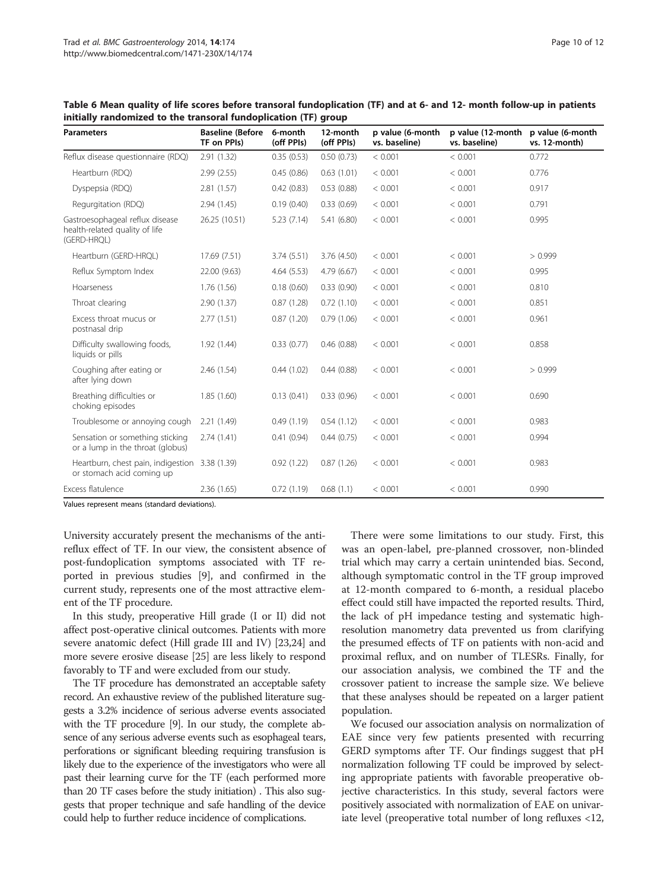**Table 6 Mean quality of life scores before transoral fundoplication (TF) and at 6- and 12- month follow-up in patients initially randomized to the transoral fundoplication (TF) group**

| Parameters | Baseline (Before TF on PPIs) | 6-month (off PPIs) | 12-month (off PPIs) | p value (6-month vs. baseline) | p value (12-month vs. baseline) | p value (6-month vs. 12-month) |
|---|---|---|---|---|---|---|
| Reflux disease questionnaire (RDQ) | 2.91 (1.32) | 0.35 (0.53) | 0.50 (0.73) | < 0.001 | < 0.001 | 0.772 |
| Heartburn (RDQ) | 2.99 (2.55) | 0.45 (0.86) | 0.63 (1.01) | < 0.001 | < 0.001 | 0.776 |
| Dyspepsia (RDQ) | 2.81 (1.57) | 0.42 (0.83) | 0.53 (0.88) | < 0.001 | < 0.001 | 0.917 |
| Regurgitation (RDQ) | 2.94 (1.45) | 0.19 (0.40) | 0.33 (0.69) | < 0.001 | < 0.001 | 0.791 |
| Gastroesophageal reflux disease health-related quality of life (GERD-HRQL) | 26.25 (10.51) | 5.23 (7.14) | 5.41 (6.80) | < 0.001 | < 0.001 | 0.995 |
| Heartburn (GERD-HRQL) | 17.69 (7.51) | 3.74 (5.51) | 3.76 (4.50) | < 0.001 | < 0.001 | > 0.999 |
| Reflux Symptom Index | 22.00 (9.63) | 4.64 (5.53) | 4.79 (6.67) | < 0.001 | < 0.001 | 0.995 |
| Hoarseness | 1.76 (1.56) | 0.18 (0.60) | 0.33 (0.90) | < 0.001 | < 0.001 | 0.810 |
| Throat clearing | 2.90 (1.37) | 0.87 (1.28) | 0.72 (1.10) | < 0.001 | < 0.001 | 0.851 |
| Excess throat mucus or postnasal drip | 2.77 (1.51) | 0.87 (1.20) | 0.79 (1.06) | < 0.001 | < 0.001 | 0.961 |
| Difficulty swallowing foods, liquids or pills | 1.92 (1.44) | 0.33 (0.77) | 0.46 (0.88) | < 0.001 | < 0.001 | 0.858 |
| Coughing after eating or after lying down | 2.46 (1.54) | 0.44 (1.02) | 0.44 (0.88) | < 0.001 | < 0.001 | > 0.999 |
| Breathing difficulties or choking episodes | 1.85 (1.60) | 0.13 (0.41) | 0.33 (0.96) | < 0.001 | < 0.001 | 0.690 |
| Troublesome or annoying cough | 2.21 (1.49) | 0.49 (1.19) | 0.54 (1.12) | < 0.001 | < 0.001 | 0.983 |
| Sensation or something sticking or a lump in the throat (globus) | 2.74 (1.41) | 0.41 (0.94) | 0.44 (0.75) | < 0.001 | < 0.001 | 0.994 |
| Heartburn, chest pain, indigestion or stomach acid coming up | 3.38 (1.39) | 0.92 (1.22) | 0.87 (1.26) | < 0.001 | < 0.001 | 0.983 |
| Excess flatulence | 2.36 (1.65) | 0.72 (1.19) | 0.68 (1.1) | < 0.001 | < 0.001 | 0.990 |

Values represent means (standard deviations).

University accurately present the mechanisms of the antireflux effect of TF. In our view, the consistent absence of post-fundoplication symptoms associated with TF reported in previous studies [9], and confirmed in the current study, represents one of the most attractive element of the TF procedure.

In this study, preoperative Hill grade (I or II) did not affect post-operative clinical outcomes. Patients with more severe anatomic defect (Hill grade III and IV) [23,24] and more severe erosive disease [25] are less likely to respond favorably to TF and were excluded from our study.

The TF procedure has demonstrated an acceptable safety record. An exhaustive review of the published literature suggests a 3.2% incidence of serious adverse events associated with the TF procedure [9]. In our study, the complete absence of any serious adverse events such as esophageal tears, perforations or significant bleeding requiring transfusion is likely due to the experience of the investigators who were all past their learning curve for the TF (each performed more than 20 TF cases before the study initiation) . This also suggests that proper technique and safe handling of the device could help to further reduce incidence of complications.

There were some limitations to our study. First, this was an open-label, pre-planned crossover, non-blinded trial which may carry a certain unintended bias. Second, although symptomatic control in the TF group improved at 12-month compared to 6-month, a residual placebo effect could still have impacted the reported results. Third, the lack of pH impedance testing and systematic high-resolution manometry data prevented us from clarifying the presumed effects of TF on patients with non-acid and proximal reflux, and on number of TLESRs. Finally, for our association analysis, we combined the TF and the crossover patient to increase the sample size. We believe that these analyses should be repeated on a larger patient population.

We focused our association analysis on normalization of EAE since very few patients presented with recurring GERD symptoms after TF. Our findings suggest that pH normalization following TF could be improved by selecting appropriate patients with favorable preoperative objective characteristics. In this study, several factors were positively associated with normalization of EAE on univariate level (preoperative total number of long refluxes <12,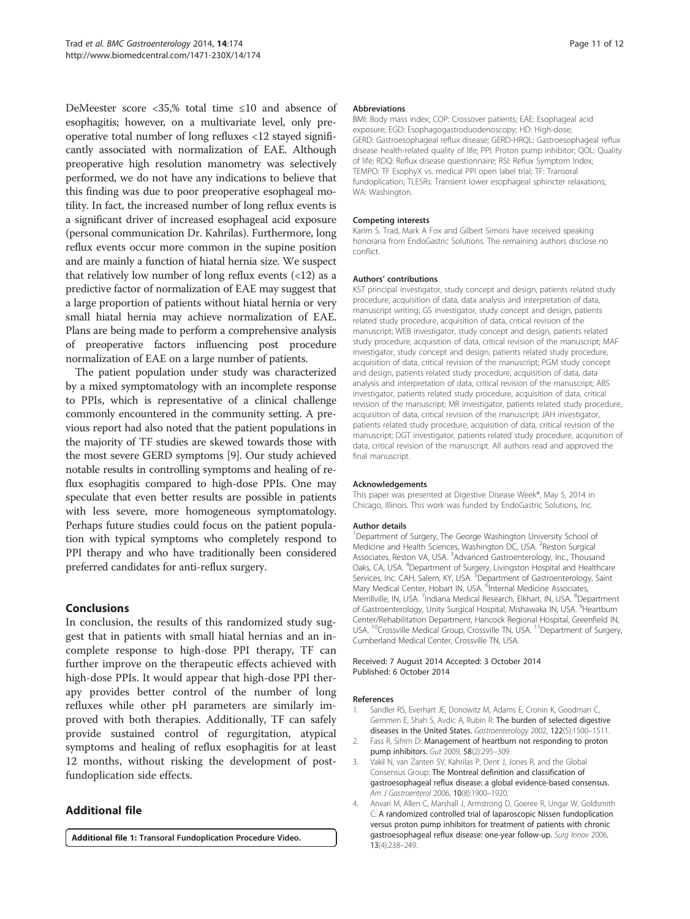DeMeester score <35,% total time ≤10 and absence of esophagitis; however, on a multivariate level, only preoperative total number of long refluxes <12 stayed significantly associated with normalization of EAE. Although preoperative high resolution manometry was selectively performed, we do not have any indications to believe that this finding was due to poor preoperative esophageal motility. In fact, the increased number of long reflux events is a significant driver of increased esophageal acid exposure (personal communication Dr. Kahrilas). Furthermore, long reflux events occur more common in the supine position and are mainly a function of hiatal hernia size. We suspect that relatively low number of long reflux events (<12) as a predictive factor of normalization of EAE may suggest that a large proportion of patients without hiatal hernia or very small hiatal hernia may achieve normalization of EAE. Plans are being made to perform a comprehensive analysis of preoperative factors influencing post procedure normalization of EAE on a large number of patients.

The patient population under study was characterized by a mixed symptomatology with an incomplete response to PPIs, which is representative of a clinical challenge commonly encountered in the community setting. A previous report had also noted that the patient populations in the majority of TF studies are skewed towards those with the most severe GERD symptoms [9]. Our study achieved notable results in controlling symptoms and healing of reflux esophagitis compared to high-dose PPIs. One may speculate that even better results are possible in patients with less severe, more homogeneous symptomatology. Perhaps future studies could focus on the patient population with typical symptoms who completely respond to PPI therapy and who have traditionally been considered preferred candidates for anti-reflux surgery.

## Conclusions

In conclusion, the results of this randomized study suggest that in patients with small hiatal hernias and an incomplete response to high-dose PPI therapy, TF can further improve on the therapeutic effects achieved with high-dose PPIs. It would appear that high-dose PPI therapy provides better control of the number of long refluxes while other pH parameters are similarly improved with both therapies. Additionally, TF can safely provide sustained control of regurgitation, atypical symptoms and healing of reflux esophagitis for at least 12 months, without risking the development of post-fundoplication side effects.

## Additional file

**Additional file 1: Transoral Fundoplication Procedure Video.**

#### Abbreviations

BMI: Body mass index; COP: Crossover patients; EAE: Esophageal acid exposure; EGD: Esophagogastroduodenoscopy; HD: High-dose; GERD: Gastroesophageal reflux disease; GERD-HRQL: Gastroesophageal reflux disease health-related quality of life; PPI: Proton pump inhibitor; QOL: Quality of life; RDQ: Reflux disease questionnaire; RSI: Reflux Symptom Index; TEMPO: TF EsophyX vs. medical PPI open label trial; TF: Transoral fundoplication; TLESRs: Transient lower esophageal sphincter relaxations; WA: Washington.

#### Competing interests

Karim S. Trad, Mark A Fox and Gilbert Simoni have received speaking honoraria from EndoGastric Solutions. The remaining authors disclose no conflict.

#### Authors' contributions

KST principal investigator, study concept and design, patients related study procedure, acquisition of data, data analysis and interpretation of data, manuscript writing; GS investigator, study concept and design, patients related study procedure, acquisition of data, critical revision of the manuscript; WEB investigator, study concept and design, patients related study procedure, acquisition of data, critical revision of the manuscript; MAF investigator, study concept and design, patients related study procedure, acquisition of data, critical revision of the manuscript; PGM study concept and design, patients related study procedure, acquisition of data, data analysis and interpretation of data, critical revision of the manuscript; ABS investigator, patients related study procedure, acquisition of data, critical revision of the manuscript; MR investigator, patients related study procedure, acquisition of data, critical revision of the manuscript; JAH investigator, patients related study procedure, acquisition of data, critical revision of the manuscript; DGT investigator, patients related study procedure, acquisition of data, critical revision of the manuscript. All authors read and approved the final manuscript.

#### Acknowledgements

This paper was presented at Digestive Disease Week®, May 5, 2014 in Chicago, Illinois. This work was funded by EndoGastric Solutions, Inc.

#### Author details

[1]Department of Surgery, The George Washington University School of Medicine and Health Sciences, Washington DC, USA. [2]Reston Surgical Associates, Reston VA, USA. [3]Advanced Gastroenterology, Inc., Thousand Oaks, CA, USA. [4]Department of Surgery, Livingston Hospital and Healthcare Services, Inc. CAH, Salem, KY, USA. [5]Department of Gastroenterology, Saint Mary Medical Center, Hobart IN, USA. [6]Internal Medicine Associates, Merrillville, IN, USA. [7]Indiana Medical Research, Elkhart, IN, USA. [8]Department of Gastroenterology, Unity Surgical Hospital, Mishawaka IN, USA. [9]Heartburn Center/Rehabilitation Department, Hancock Regional Hospital, Greenfield IN, USA. [10]Crossville Medical Group, Crossville TN, USA. [11]Department of Surgery, Cumberland Medical Center, Crossville TN, USA.

Received: 7 August 2014 Accepted: 3 October 2014
Published: 6 October 2014

#### References

1. Sandler RS, Everhart JE, Donowitz M, Adams E, Cronin K, Goodman C, Gemmen E, Shah S, Avdic A, Rubin R: **The burden of selected digestive diseases in the United States.** *Gastroenterology* 2002, **122**(5):1500–1511.
2. Fass R, Sifrim D: **Management of heartburn not responding to proton pump inhibitors.** *Gut* 2009, **58**(2):295–309.
3. Vakil N, van Zanten SV, Kahrilas P, Dent J, Jones R, and the Global Consensus Group: **The Montreal definition and classification of gastroesophageal reflux disease: a global evidence-based consensus.** *Am J Gastroenterol* 2006, **10**(8):1900–1920.
4. Anvari M, Allen C, Marshall J, Armstrong D, Goeree R, Ungar W, Goldsmith C: **A randomized controlled trial of laparoscopic Nissen fundoplication versus proton pump inhibitors for treatment of patients with chronic gastroesophageal reflux disease: one-year follow-up.** *Surg Innov* 2006, **13**(4):238–249.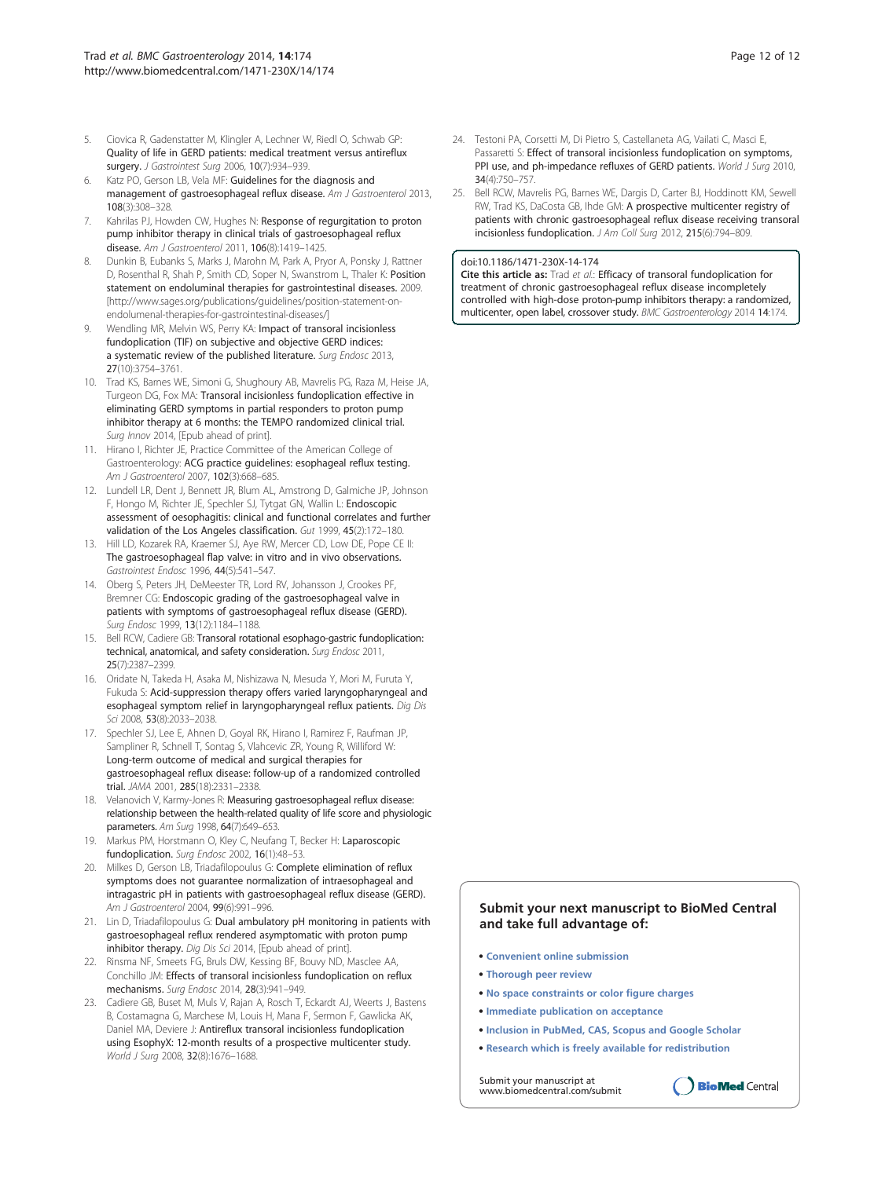5. Ciovica R, Gadenstatter M, Klingler A, Lechner W, Riedl O, Schwab GP: **Quality of life in GERD patients: medical treatment versus antireflux surgery.** *J Gastrointest Surg* 2006, **10**(7):934–939.
6. Katz PO, Gerson LB, Vela MF: **Guidelines for the diagnosis and management of gastroesophageal reflux disease.** *Am J Gastroenterol* 2013, **108**(3):308–328.
7. Kahrilas PJ, Howden CW, Hughes N: **Response of regurgitation to proton pump inhibitor therapy in clinical trials of gastroesophageal reflux disease.** *Am J Gastroenterol* 2011, **106**(8):1419–1425.
8. Dunkin B, Eubanks S, Marks J, Marohn M, Park A, Pryor A, Ponsky J, Rattner D, Rosenthal R, Shah P, Smith CD, Soper N, Swanstrom L, Thaler K: **Position statement on endoluminal therapies for gastrointestinal diseases.** 2009. [http://www.sages.org/publications/guidelines/position-statement-on-endolumenal-therapies-for-gastrointestinal-diseases/]
9. Wendling MR, Melvin WS, Perry KA: **Impact of transoral incisionless fundoplication (TIF) on subjective and objective GERD indices: a systematic review of the published literature.** *Surg Endosc* 2013, **27**(10):3754–3761.
10. Trad KS, Barnes WE, Simoni G, Shughoury AB, Mavrelis PG, Raza M, Heise JA, Turgeon DG, Fox MA: **Transoral incisionless fundoplication effective in eliminating GERD symptoms in partial responders to proton pump inhibitor therapy at 6 months: the TEMPO randomized clinical trial.** *Surg Innov* 2014, [Epub ahead of print].
11. Hirano I, Richter JE, Practice Committee of the American College of Gastroenterology: **ACG practice guidelines: esophageal reflux testing.** *Am J Gastroenterol* 2007, **102**(3):668–685.
12. Lundell LR, Dent J, Bennett JR, Blum AL, Amstrong D, Galmiche JP, Johnson F, Hongo M, Richter JE, Spechler SJ, Tytgat GN, Wallin L: **Endoscopic assessment of oesophagitis: clinical and functional correlates and further validation of the Los Angeles classification.** *Gut* 1999, **45**(2):172–180.
13. Hill LD, Kozarek RA, Kraemer SJ, Aye RW, Mercer CD, Low DE, Pope CE II: **The gastroesophageal flap valve: in vitro and in vivo observations.** *Gastrointest Endosc* 1996, **44**(5):541–547.
14. Oberg S, Peters JH, DeMeester TR, Lord RV, Johansson J, Crookes PF, Bremner CG: **Endoscopic grading of the gastroesophageal valve in patients with symptoms of gastroesophageal reflux disease (GERD).** *Surg Endosc* 1999, **13**(12):1184–1188.
15. Bell RCW, Cadiere GB: **Transoral rotational esophago-gastric fundoplication: technical, anatomical, and safety consideration.** *Surg Endosc* 2011, **25**(7):2387–2399.
16. Oridate N, Takeda H, Asaka M, Nishizawa N, Mesuda Y, Mori M, Furuta Y, Fukuda S: **Acid-suppression therapy offers varied laryngopharyngeal and esophageal symptom relief in laryngopharyngeal reflux patients.** *Dig Dis Sci* 2008, **53**(8):2033–2038.
17. Spechler SJ, Lee E, Ahnen D, Goyal RK, Hirano I, Ramirez F, Raufman JP, Sampliner R, Schnell T, Sontag S, Vlahcevic ZR, Young R, Williford W: **Long-term outcome of medical and surgical therapies for gastroesophageal reflux disease: follow-up of a randomized controlled trial.** *JAMA* 2001, **285**(18):2331–2338.
18. Velanovich V, Karmy-Jones R: **Measuring gastroesophageal reflux disease: relationship between the health-related quality of life score and physiologic parameters.** *Am Surg* 1998, **64**(7):649–653.
19. Markus PM, Horstmann O, Kley C, Neufang T, Becker H: **Laparoscopic fundoplication.** *Surg Endosc* 2002, **16**(1):48–53.
20. Milkes D, Gerson LB, Triadafilopoulus G: **Complete elimination of reflux symptoms does not guarantee normalization of intraesophageal and intragastric pH in patients with gastroesophageal reflux disease (GERD).** *Am J Gastroenterol* 2004, **99**(6):991–996.
21. Lin D, Triadafilopoulus G: **Dual ambulatory pH monitoring in patients with gastroesophageal reflux rendered asymptomatic with proton pump inhibitor therapy.** *Dig Dis Sci* 2014, [Epub ahead of print].
22. Rinsma NF, Smeets FG, Bruls DW, Kessing BF, Bouvy ND, Masclee AA, Conchillo JM: **Effects of transoral incisionless fundoplication on reflux mechanisms.** *Surg Endosc* 2014, **28**(3):941–949.
23. Cadiere GB, Buset M, Muls V, Rajan A, Rosch T, Eckardt AJ, Weerts J, Bastens B, Costamagna G, Marchese M, Louis H, Mana F, Sermon F, Gawlicka AK, Daniel MA, Deviere J: **Antireflux transoral incisionless fundoplication using EsophyX: 12-month results of a prospective multicenter study.** *World J Surg* 2008, **32**(8):1676–1688.
24. Testoni PA, Corsetti M, Di Pietro S, Castellaneta AG, Vailati C, Masci E, Passaretti S: **Effect of transoral incisionless fundoplication on symptoms, PPI use, and ph-impedance refluxes of GERD patients.** *World J Surg* 2010, **34**(4):750–757.
25. Bell RCW, Mavrelis PG, Barnes WE, Dargis D, Carter BJ, Hoddinott KM, Sewell RW, Trad KS, DaCosta GB, Ihde GM: **A prospective multicenter registry of patients with chronic gastroesophageal reflux disease receiving transoral incisionless fundoplication.** *J Am Coll Surg* 2012, **215**(6):794–809.

doi:10.1186/1471-230X-14-174
**Cite this article as:** Trad *et al.*: Efficacy of transoral fundoplication for treatment of chronic gastroesophageal reflux disease incompletely controlled with high-dose proton-pump inhibitors therapy: a randomized, multicenter, open label, crossover study. *BMC Gastroenterology* 2014 **14**:174.

**Submit your next manuscript to BioMed Central and take full advantage of:**

- **Convenient online submission**
- **Thorough peer review**
- **No space constraints or color figure charges**
- **Immediate publication on acceptance**
- **Inclusion in PubMed, CAS, Scopus and Google Scholar**
- **Research which is freely available for redistribution**

Submit your manuscript at
www.biomedcentral.com/submit